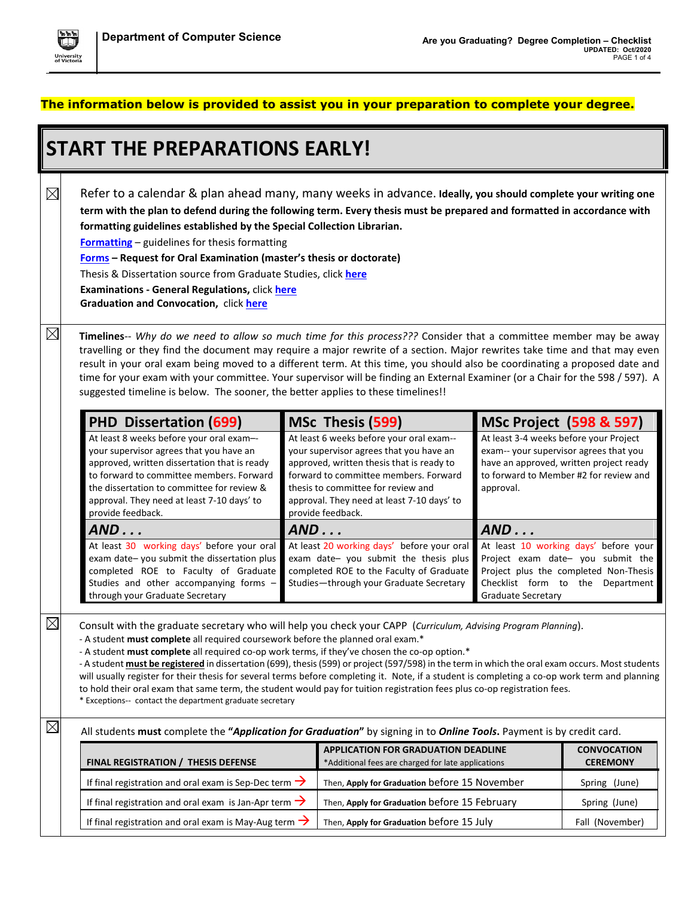**Department of Computer Science**

**Are you Graduating? Degree Completion – Checklist**
**UPDATED: Oct/2020**

**The information below is provided to assist you in your preparation to complete your degree.**

# START THE PREPARATIONS EARLY!

☒ Refer to a calendar & plan ahead many, many weeks in advance. **Ideally, you should complete your writing one term with the plan to defend during the following term. Every thesis must be prepared and formatted in accordance with formatting guidelines established by the Special Collection Librarian.**

[Formatting]() – guidelines for thesis formatting

[Forms]() **– Request for Oral Examination (master's thesis or doctorate)**

Thesis & Dissertation source from Graduate Studies, click [here]()

**Examinations - General Regulations,** click [here]()

**Graduation and Convocation,** click [here]()

☒ **Timelines**-- *Why do we need to allow so much time for this process???* Consider that a committee member may be away travelling or they find the document may require a major rewrite of a section. Major rewrites take time and that may even result in your oral exam being moved to a different term. At this time, you should also be coordinating a proposed date and time for your exam with your committee. Your supervisor will be finding an External Examiner (or a Chair for the 598 / 597). A suggested timeline is below. The sooner, the better applies to these timelines!!

| PHD Dissertation (699) | MSc Thesis (599) | MSc Project (598 & 597) |
|---|---|---|
| At least 8 weeks before your oral exam–-your supervisor agrees that you have an approved, written dissertation that is ready to forward to committee members. Forward the dissertation to committee for review & approval. They need at least 7-10 days' to provide feedback. | At least 6 weeks before your oral exam--your supervisor agrees that you have an approved, written thesis that is ready to forward to committee members. Forward thesis to committee for review and approval. They need at least 7-10 days' to provide feedback. | At least 3-4 weeks before your Project exam-- your supervisor agrees that you have an approved, written project ready to forward to Member #2 for review and approval. |
| ***AND . . .*** | ***AND . . .*** | ***AND . . .*** |
| At least 30 working days' before your oral exam date– you submit the dissertation plus completed ROE to Faculty of Graduate Studies and other accompanying forms – through your Graduate Secretary | At least 20 working days' before your oral exam date– you submit the thesis plus completed ROE to the Faculty of Graduate Studies—through your Graduate Secretary | At least 10 working days' before your Project exam date– you submit the Project plus the completed Non-Thesis Checklist form to the Department Graduate Secretary |

☒ Consult with the graduate secretary who will help you check your CAPP (*Curriculum, Advising Program Planning*).

- A student **must complete** all required coursework before the planned oral exam.*
- A student **must complete** all required co-op work terms, if they've chosen the co-op option.*
- A student **must be registered** in dissertation (699), thesis (599) or project (597/598) in the term in which the oral exam occurs. Most students will usually register for their thesis for several terms before completing it. Note, if a student is completing a co-op work term and planning to hold their oral exam that same term, the student would pay for tuition registration fees plus co-op registration fees.

* Exceptions-- contact the department graduate secretary

☒ All students **must** complete the **"*Application for Graduation*"** by signing in to ***Online Tools***. Payment is by credit card.

| FINAL REGISTRATION / THESIS DEFENSE | APPLICATION FOR GRADUATION DEADLINE *Additional fees are charged for late applications | CONVOCATION CEREMONY |
|---|---|---|
| If final registration and oral exam is Sep-Dec term → | Then, **Apply for Graduation** before 15 November | Spring (June) |
| If final registration and oral exam is Jan-Apr term → | Then, **Apply for Graduation** before 15 February | Spring (June) |
| If final registration and oral exam is May-Aug term → | Then, **Apply for Graduation** before 15 July | Fall (November) |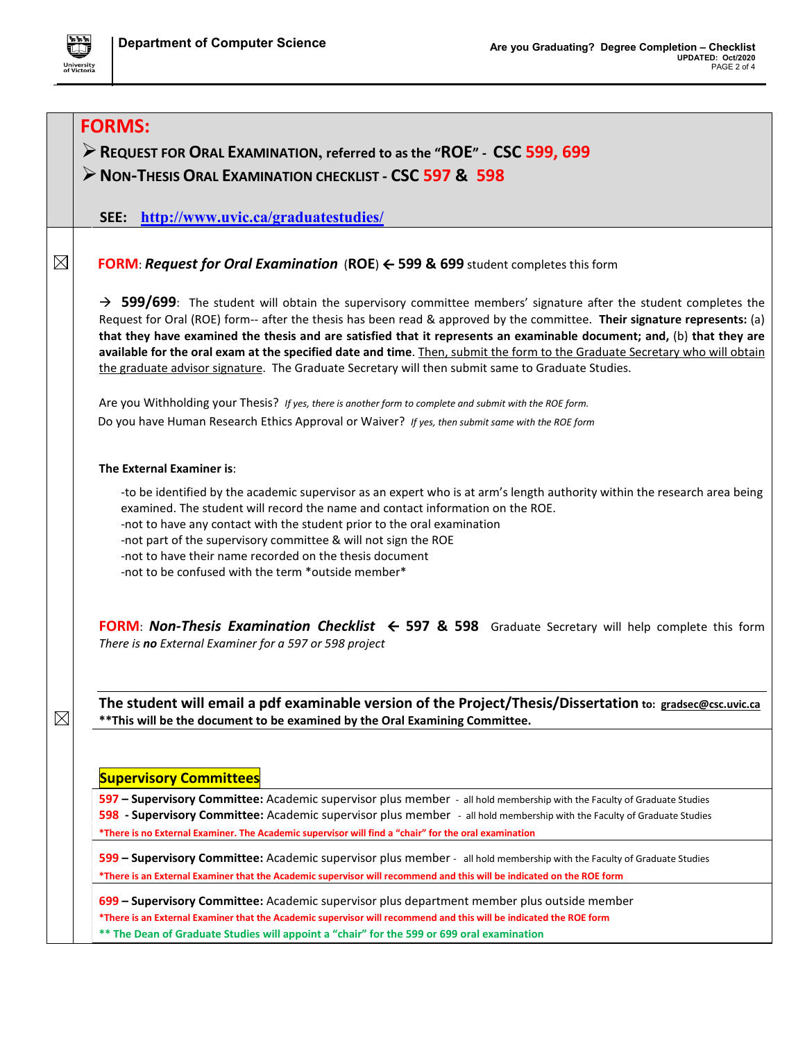# FORMS:

- **REQUEST FOR ORAL EXAMINATION, referred to as the "ROE" - CSC 599, 699**
- **NON-THESIS ORAL EXAMINATION CHECKLIST - CSC 597 & 598**

**SEE:** [http://www.uvic.ca/graduatestudies/](http://www.uvic.ca/graduatestudies/)

☒ **FORM**: ***Request for Oral Examination*** (**ROE**) ← **599 & 699** student completes this form

→ **599/699**: The student will obtain the supervisory committee members' signature after the student completes the Request for Oral (ROE) form-- after the thesis has been read & approved by the committee. **Their signature represents:** (a) **that they have examined the thesis and are satisfied that it represents an examinable document; and,** (b) **that they are available for the oral exam at the specified date and time**. Then, submit the form to the Graduate Secretary who will obtain the graduate advisor signature. The Graduate Secretary will then submit same to Graduate Studies.

Are you Withholding your Thesis? *If yes, there is another form to complete and submit with the ROE form.*

Do you have Human Research Ethics Approval or Waiver? *If yes, then submit same with the ROE form*

**The External Examiner is**:

- -to be identified by the academic supervisor as an expert who is at arm's length authority within the research area being examined. The student will record the name and contact information on the ROE.
- -not to have any contact with the student prior to the oral examination
- -not part of the supervisory committee & will not sign the ROE
- -not to have their name recorded on the thesis document
- -not to be confused with the term *outside member*

**FORM**: ***Non-Thesis Examination Checklist*** ← **597 & 598** Graduate Secretary will help complete this form

*There is* ***no*** *External Examiner for a 597 or 598 project*

☒ **The student will email a pdf examinable version of the Project/Thesis/Dissertation to: gradsec@csc.uvic.ca**

****This will be the document to be examined by the Oral Examining Committee.**

## Supervisory Committees

**597 – Supervisory Committee:** Academic supervisor plus member - all hold membership with the Faculty of Graduate Studies

**598 - Supervisory Committee:** Academic supervisor plus member - all hold membership with the Faculty of Graduate Studies

***There is no External Examiner. The Academic supervisor will find a "chair" for the oral examination**

**599 – Supervisory Committee:** Academic supervisor plus member - all hold membership with the Faculty of Graduate Studies

***There is an External Examiner that the Academic supervisor will recommend and this will be indicated on the ROE form**

**699 – Supervisory Committee:** Academic supervisor plus department member plus outside member

***There is an External Examiner that the Academic supervisor will recommend and this will be indicated the ROE form**

**** The Dean of Graduate Studies will appoint a "chair" for the 599 or 699 oral examination**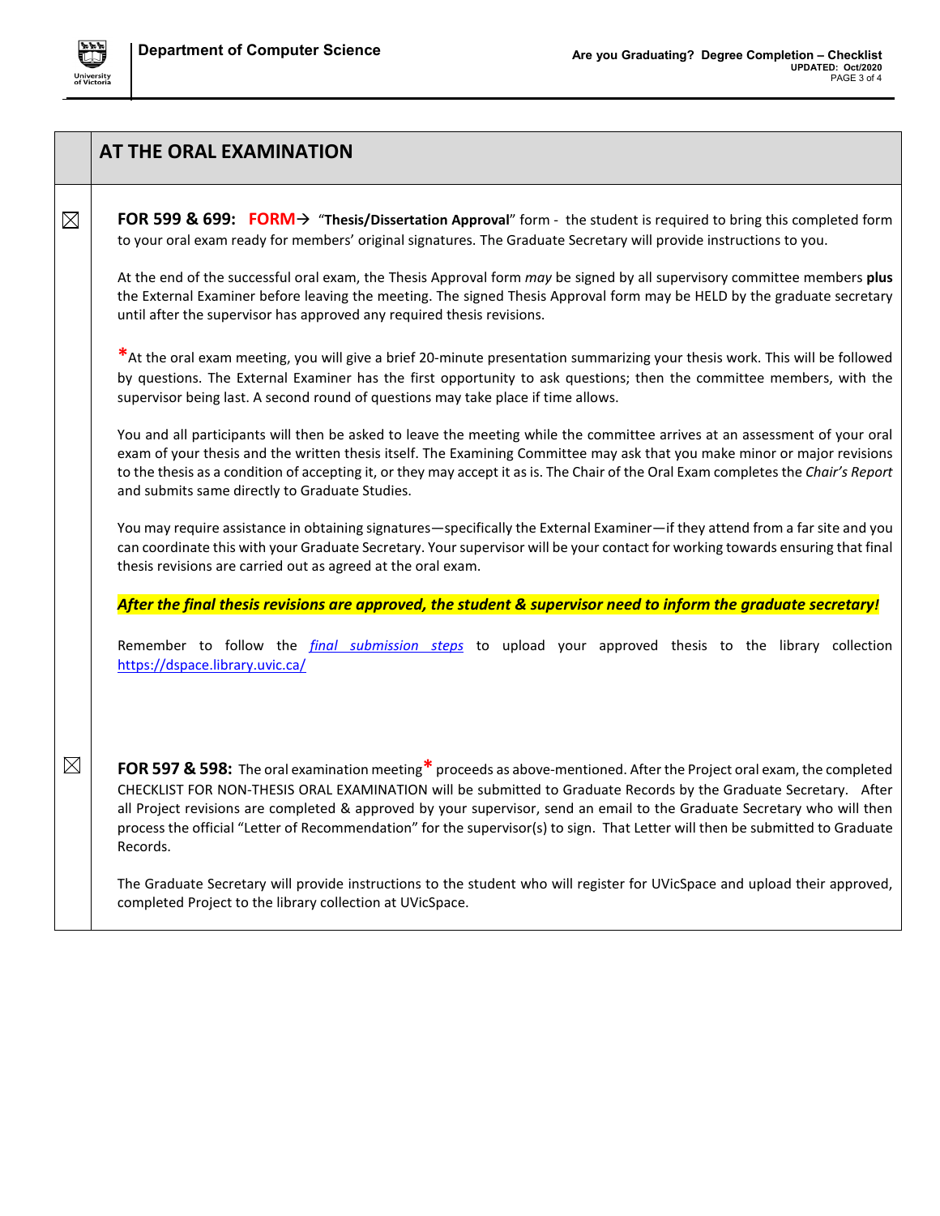## AT THE ORAL EXAMINATION

☒ **FOR 599 & 699: FORM→** "**Thesis/Dissertation Approval**" form - the student is required to bring this completed form to your oral exam ready for members' original signatures. The Graduate Secretary will provide instructions to you.

At the end of the successful oral exam, the Thesis Approval form *may* be signed by all supervisory committee members **plus** the External Examiner before leaving the meeting. The signed Thesis Approval form may be HELD by the graduate secretary until after the supervisor has approved any required thesis revisions.

*At the oral exam meeting, you will give a brief 20-minute presentation summarizing your thesis work. This will be followed by questions. The External Examiner has the first opportunity to ask questions; then the committee members, with the supervisor being last. A second round of questions may take place if time allows.

You and all participants will then be asked to leave the meeting while the committee arrives at an assessment of your oral exam of your thesis and the written thesis itself. The Examining Committee may ask that you make minor or major revisions to the thesis as a condition of accepting it, or they may accept it as is. The Chair of the Oral Exam completes the *Chair's Report* and submits same directly to Graduate Studies.

You may require assistance in obtaining signatures—specifically the External Examiner—if they attend from a far site and you can coordinate this with your Graduate Secretary. Your supervisor will be your contact for working towards ensuring that final thesis revisions are carried out as agreed at the oral exam.

***After the final thesis revisions are approved, the student & supervisor need to inform the graduate secretary!***

Remember to follow the *final submission steps* to upload your approved thesis to the library collection https://dspace.library.uvic.ca/

☒ **FOR 597 & 598:** The oral examination meeting* proceeds as above-mentioned. After the Project oral exam, the completed CHECKLIST FOR NON-THESIS ORAL EXAMINATION will be submitted to Graduate Records by the Graduate Secretary. After all Project revisions are completed & approved by your supervisor, send an email to the Graduate Secretary who will then process the official "Letter of Recommendation" for the supervisor(s) to sign. That Letter will then be submitted to Graduate Records.

The Graduate Secretary will provide instructions to the student who will register for UVicSpace and upload their approved, completed Project to the library collection at UVicSpace.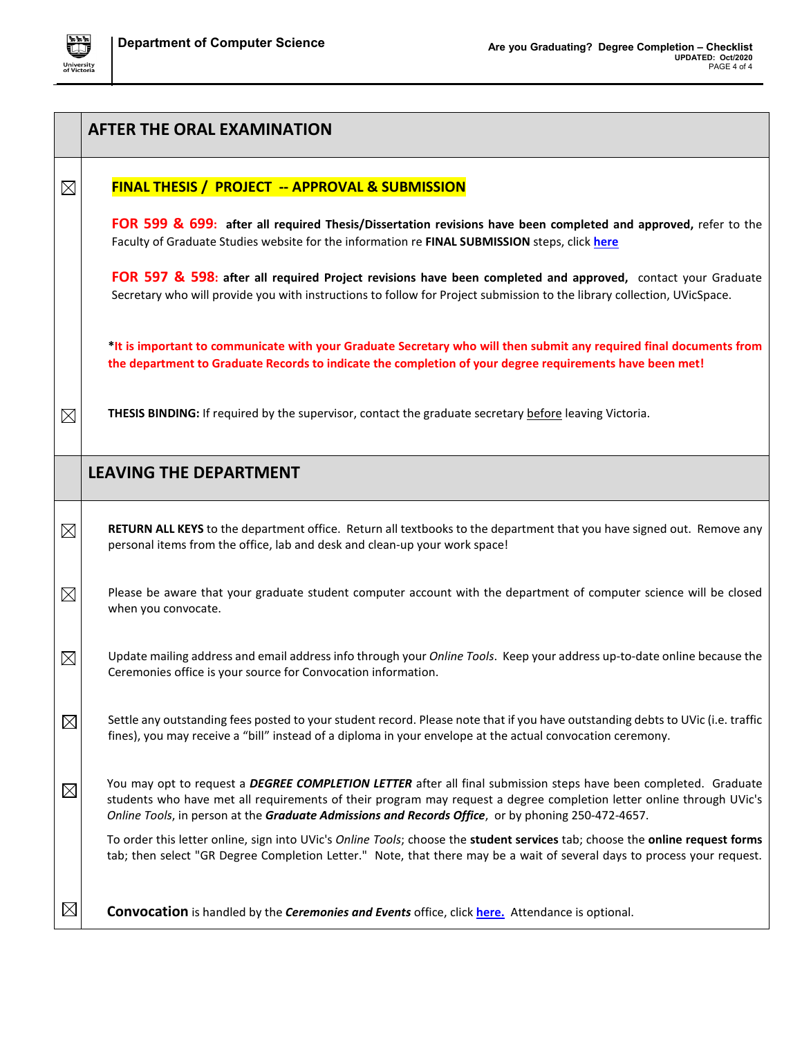## AFTER THE ORAL EXAMINATION

☒ **FINAL THESIS / PROJECT -- APPROVAL & SUBMISSION**

**FOR 599 & 699: after all required Thesis/Dissertation revisions have been completed and approved,** refer to the Faculty of Graduate Studies website for the information re **FINAL SUBMISSION** steps, click **here**

**FOR 597 & 598: after all required Project revisions have been completed and approved,** contact your Graduate Secretary who will provide you with instructions to follow for Project submission to the library collection, UVicSpace.

***It is important to communicate with your Graduate Secretary who will then submit any required final documents from the department to Graduate Records to indicate the completion of your degree requirements have been met!**

☒ **THESIS BINDING:** If required by the supervisor, contact the graduate secretary before leaving Victoria.

## LEAVING THE DEPARTMENT

☒ **RETURN ALL KEYS** to the department office. Return all textbooks to the department that you have signed out. Remove any personal items from the office, lab and desk and clean-up your work space!

☒ Please be aware that your graduate student computer account with the department of computer science will be closed when you convocate.

☒ Update mailing address and email address info through your *Online Tools*. Keep your address up-to-date online because the Ceremonies office is your source for Convocation information.

☒ Settle any outstanding fees posted to your student record. Please note that if you have outstanding debts to UVic (i.e. traffic fines), you may receive a "bill" instead of a diploma in your envelope at the actual convocation ceremony.

☒ You may opt to request a ***DEGREE COMPLETION LETTER*** after all final submission steps have been completed. Graduate students who have met all requirements of their program may request a degree completion letter online through UVic's *Online Tools*, in person at the ***Graduate Admissions and Records Office***, or by phoning 250-472-4657.

To order this letter online, sign into UVic's *Online Tools*; choose the **student services** tab; choose the **online request forms** tab; then select "GR Degree Completion Letter." Note, that there may be a wait of several days to process your request.

☒ **Convocation** is handled by the ***Ceremonies and Events*** office, click **here.** Attendance is optional.